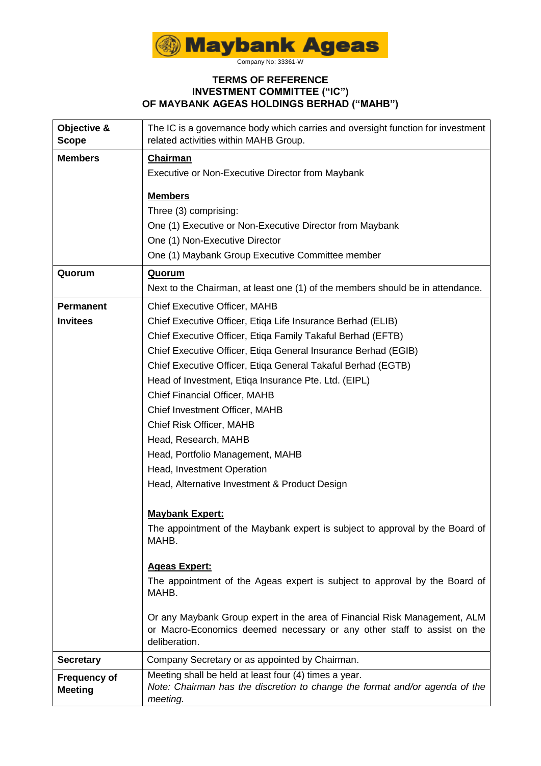Maybank Ageas

Company No: 33361-W

# TERMS OF REFERENCE
# INVESTMENT COMMITTEE ("IC")
# OF MAYBANK AGEAS HOLDINGS BERHAD ("MAHB")

| | |
|---|---|
| **Objective & Scope** | The IC is a governance body which carries and oversight function for investment related activities within MAHB Group. |
| **Members** | **Chairman**<br>Executive or Non-Executive Director from Maybank<br><br>**Members**<br>Three (3) comprising:<br>One (1) Executive or Non-Executive Director from Maybank<br>One (1) Non-Executive Director<br>One (1) Maybank Group Executive Committee member |
| **Quorum** | **Quorum**<br>Next to the Chairman, at least one (1) of the members should be in attendance. |
| **Permanent Invitees** | Chief Executive Officer, MAHB<br>Chief Executive Officer, Etiqa Life Insurance Berhad (ELIB)<br>Chief Executive Officer, Etiqa Family Takaful Berhad (EFTB)<br>Chief Executive Officer, Etiqa General Insurance Berhad (EGIB)<br>Chief Executive Officer, Etiqa General Takaful Berhad (EGTB)<br>Head of Investment, Etiqa Insurance Pte. Ltd. (EIPL)<br>Chief Financial Officer, MAHB<br>Chief Investment Officer, MAHB<br>Chief Risk Officer, MAHB<br>Head, Research, MAHB<br>Head, Portfolio Management, MAHB<br>Head, Investment Operation<br>Head, Alternative Investment & Product Design<br><br>**Maybank Expert:**<br>The appointment of the Maybank expert is subject to approval by the Board of MAHB.<br><br>**Ageas Expert:**<br>The appointment of the Ageas expert is subject to approval by the Board of MAHB.<br><br>Or any Maybank Group expert in the area of Financial Risk Management, ALM or Macro-Economics deemed necessary or any other staff to assist on the deliberation. |
| **Secretary** | Company Secretary or as appointed by Chairman. |
| **Frequency of Meeting** | Meeting shall be held at least four (4) times a year.<br>*Note: Chairman has the discretion to change the format and/or agenda of the meeting.* |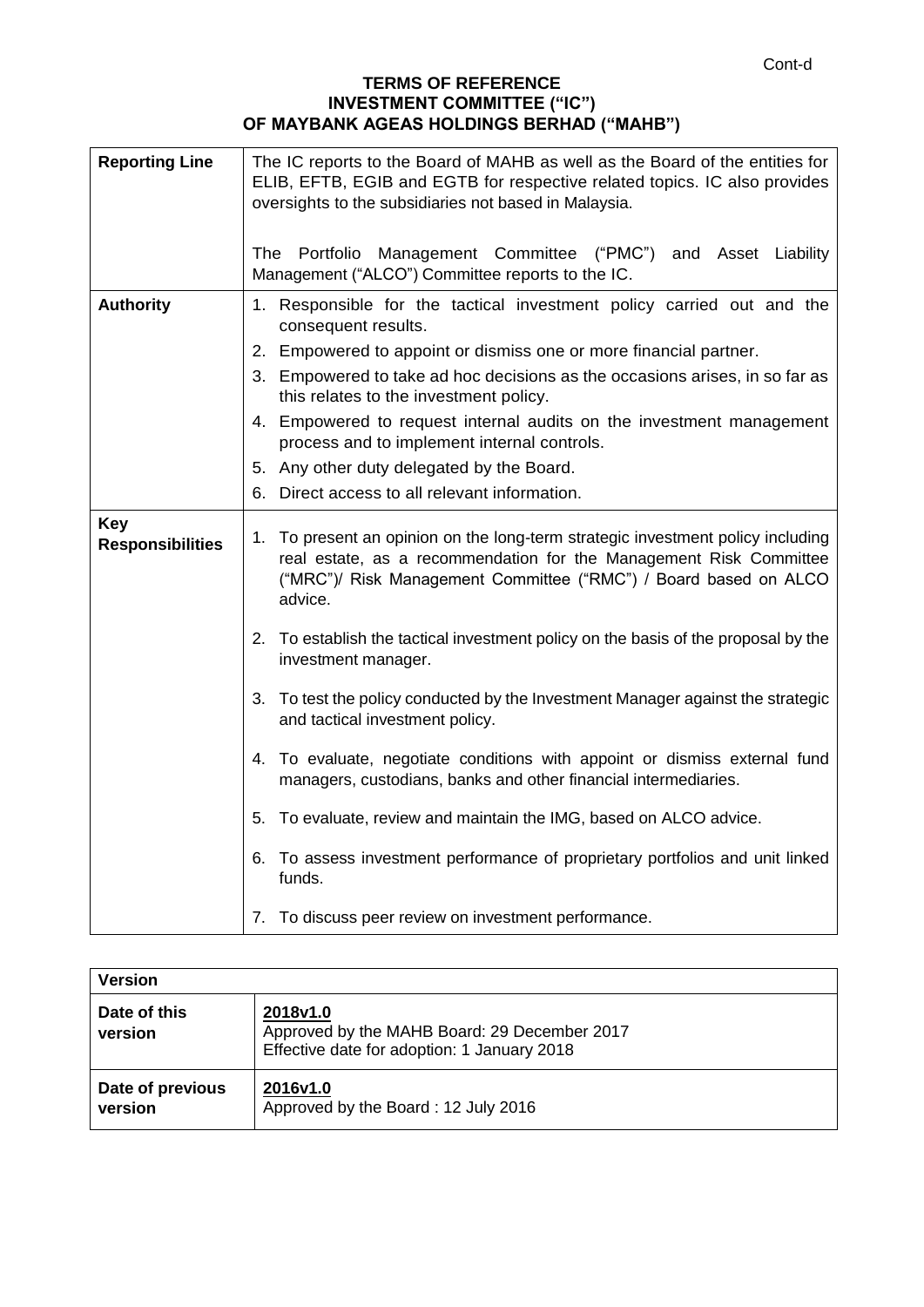Cont-d

**TERMS OF REFERENCE**
**INVESTMENT COMMITTEE ("IC")**
**OF MAYBANK AGEAS HOLDINGS BERHAD ("MAHB")**

| | |
|---|---|
| **Reporting Line** | The IC reports to the Board of MAHB as well as the Board of the entities for ELIB, EFTB, EGIB and EGTB for respective related topics. IC also provides oversights to the subsidiaries not based in Malaysia.<br><br>The Portfolio Management Committee ("PMC") and Asset Liability Management ("ALCO") Committee reports to the IC. |
| **Authority** | 1. Responsible for the tactical investment policy carried out and the consequent results.<br>2. Empowered to appoint or dismiss one or more financial partner.<br>3. Empowered to take ad hoc decisions as the occasions arises, in so far as this relates to the investment policy.<br>4. Empowered to request internal audits on the investment management process and to implement internal controls.<br>5. Any other duty delegated by the Board.<br>6. Direct access to all relevant information. |
| **Key Responsibilities** | 1. To present an opinion on the long-term strategic investment policy including real estate, as a recommendation for the Management Risk Committee ("MRC")/ Risk Management Committee ("RMC") / Board based on ALCO advice.<br><br>2. To establish the tactical investment policy on the basis of the proposal by the investment manager.<br><br>3. To test the policy conducted by the Investment Manager against the strategic and tactical investment policy.<br><br>4. To evaluate, negotiate conditions with appoint or dismiss external fund managers, custodians, banks and other financial intermediaries.<br><br>5. To evaluate, review and maintain the IMG, based on ALCO advice.<br><br>6. To assess investment performance of proprietary portfolios and unit linked funds.<br><br>7. To discuss peer review on investment performance. |

| **Version** | |
|---|---|
| **Date of this version** | **2018v1.0**<br>Approved by the MAHB Board: 29 December 2017<br>Effective date for adoption: 1 January 2018 |
| **Date of previous version** | **2016v1.0**<br>Approved by the Board : 12 July 2016 |